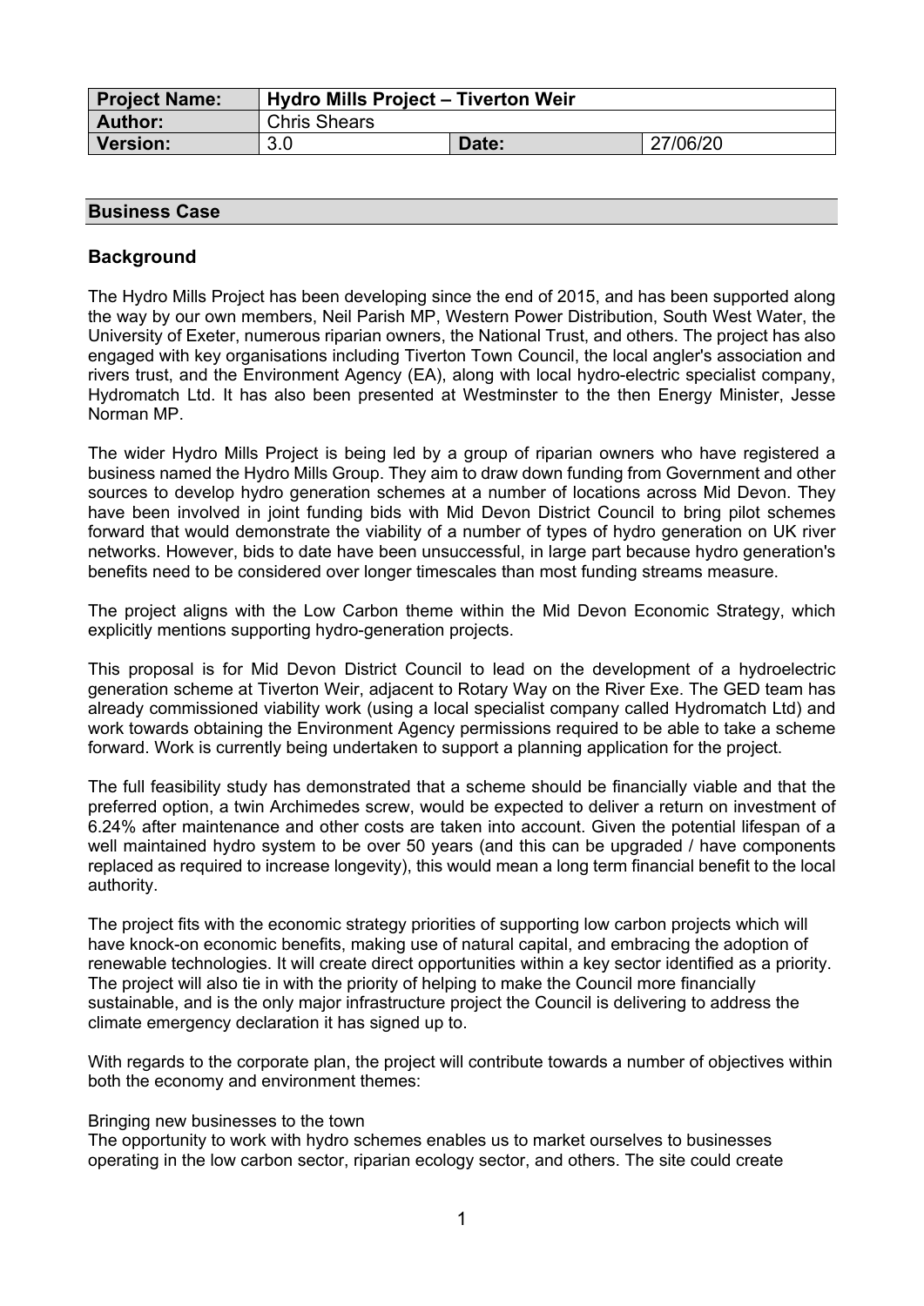| Project Name: | Hydro Mills Project – Tiverton Weir | | |
|---|---|---|---|
| Author: | Chris Shears | | |
| Version: | 3.0 | Date: | 27/06/20 |

## Business Case

### Background

The Hydro Mills Project has been developing since the end of 2015, and has been supported along the way by our own members, Neil Parish MP, Western Power Distribution, South West Water, the University of Exeter, numerous riparian owners, the National Trust, and others. The project has also engaged with key organisations including Tiverton Town Council, the local angler's association and rivers trust, and the Environment Agency (EA), along with local hydro-electric specialist company, Hydromatch Ltd. It has also been presented at Westminster to the then Energy Minister, Jesse Norman MP.

The wider Hydro Mills Project is being led by a group of riparian owners who have registered a business named the Hydro Mills Group. They aim to draw down funding from Government and other sources to develop hydro generation schemes at a number of locations across Mid Devon. They have been involved in joint funding bids with Mid Devon District Council to bring pilot schemes forward that would demonstrate the viability of a number of types of hydro generation on UK river networks. However, bids to date have been unsuccessful, in large part because hydro generation's benefits need to be considered over longer timescales than most funding streams measure.

The project aligns with the Low Carbon theme within the Mid Devon Economic Strategy, which explicitly mentions supporting hydro-generation projects.

This proposal is for Mid Devon District Council to lead on the development of a hydroelectric generation scheme at Tiverton Weir, adjacent to Rotary Way on the River Exe. The GED team has already commissioned viability work (using a local specialist company called Hydromatch Ltd) and work towards obtaining the Environment Agency permissions required to be able to take a scheme forward. Work is currently being undertaken to support a planning application for the project.

The full feasibility study has demonstrated that a scheme should be financially viable and that the preferred option, a twin Archimedes screw, would be expected to deliver a return on investment of 6.24% after maintenance and other costs are taken into account. Given the potential lifespan of a well maintained hydro system to be over 50 years (and this can be upgraded / have components replaced as required to increase longevity), this would mean a long term financial benefit to the local authority.

The project fits with the economic strategy priorities of supporting low carbon projects which will have knock-on economic benefits, making use of natural capital, and embracing the adoption of renewable technologies. It will create direct opportunities within a key sector identified as a priority. The project will also tie in with the priority of helping to make the Council more financially sustainable, and is the only major infrastructure project the Council is delivering to address the climate emergency declaration it has signed up to.

With regards to the corporate plan, the project will contribute towards a number of objectives within both the economy and environment themes:

Bringing new businesses to the town

The opportunity to work with hydro schemes enables us to market ourselves to businesses operating in the low carbon sector, riparian ecology sector, and others. The site could create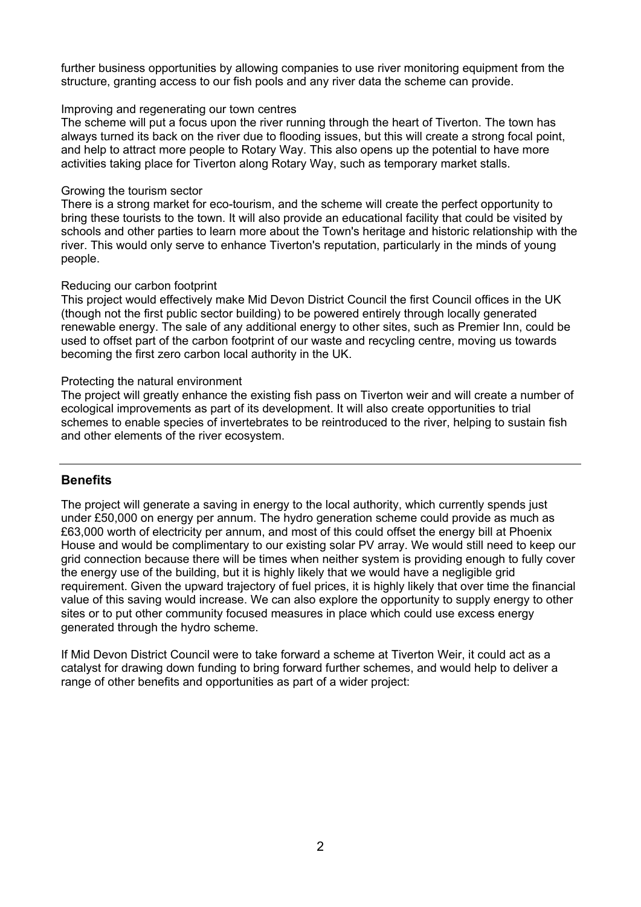further business opportunities by allowing companies to use river monitoring equipment from the structure, granting access to our fish pools and any river data the scheme can provide.

Improving and regenerating our town centres
The scheme will put a focus upon the river running through the heart of Tiverton. The town has always turned its back on the river due to flooding issues, but this will create a strong focal point, and help to attract more people to Rotary Way. This also opens up the potential to have more activities taking place for Tiverton along Rotary Way, such as temporary market stalls.

Growing the tourism sector
There is a strong market for eco-tourism, and the scheme will create the perfect opportunity to bring these tourists to the town. It will also provide an educational facility that could be visited by schools and other parties to learn more about the Town's heritage and historic relationship with the river. This would only serve to enhance Tiverton's reputation, particularly in the minds of young people.

Reducing our carbon footprint
This project would effectively make Mid Devon District Council the first Council offices in the UK (though not the first public sector building) to be powered entirely through locally generated renewable energy. The sale of any additional energy to other sites, such as Premier Inn, could be used to offset part of the carbon footprint of our waste and recycling centre, moving us towards becoming the first zero carbon local authority in the UK.

Protecting the natural environment
The project will greatly enhance the existing fish pass on Tiverton weir and will create a number of ecological improvements as part of its development. It will also create opportunities to trial schemes to enable species of invertebrates to be reintroduced to the river, helping to sustain fish and other elements of the river ecosystem.

---

## Benefits

The project will generate a saving in energy to the local authority, which currently spends just under £50,000 on energy per annum. The hydro generation scheme could provide as much as £63,000 worth of electricity per annum, and most of this could offset the energy bill at Phoenix House and would be complimentary to our existing solar PV array. We would still need to keep our grid connection because there will be times when neither system is providing enough to fully cover the energy use of the building, but it is highly likely that we would have a negligible grid requirement. Given the upward trajectory of fuel prices, it is highly likely that over time the financial value of this saving would increase. We can also explore the opportunity to supply energy to other sites or to put other community focused measures in place which could use excess energy generated through the hydro scheme.

If Mid Devon District Council were to take forward a scheme at Tiverton Weir, it could act as a catalyst for drawing down funding to bring forward further schemes, and would help to deliver a range of other benefits and opportunities as part of a wider project: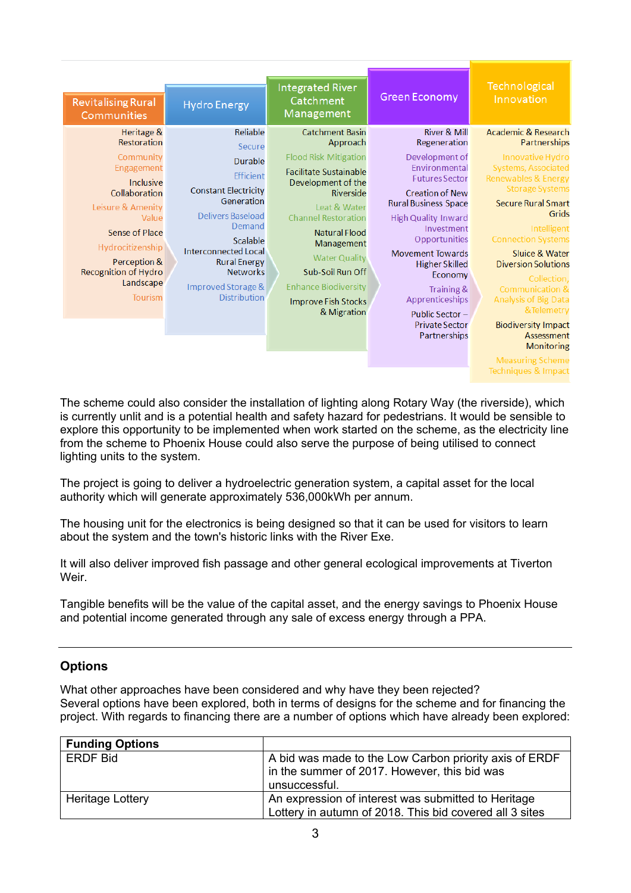| Revitalising Rural Communities | Hydro Energy | Integrated River Catchment Management | Green Economy | Technological Innovation |
|---|---|---|---|---|
| Heritage & Restoration | Reliable | Catchment Basin Approach | River & Mill Regeneration | Academic & Research Partnerships |
| Community Engagement | Secure | Flood Risk Mitigation | Development of Environmental Futures Sector | Innovative Hydro Systems, Associated Renewables & Energy Storage Systems |
| Inclusive Collaboration | Durable | Facilitate Sustainable Development of the Riverside | Creation of New Rural Business Space | Secure Rural Smart Grids |
| Leisure & Amenity Value | Efficient | Leat & Water Channel Restoration | High Quality Inward Investment Opportunities | Intelligent Connection Systems |
| Sense of Place | Constant Electricity Generation | Natural Flood Management | Movement Towards Higher Skilled Economy | Sluice & Water Diversion Solutions |
| Hydrocitizenship | Delivers Baseload Demand | Water Quality | Training & Apprenticeships | Collection, Communication & Analysis of Big Data &Telemetry |
| Perception & Recognition of Hydro Landscape | Scalable | Sub-Soil Run Off | Public Sector – Private Sector Partnerships | Biodiversity Impact Assessment Monitoring |
| Tourism | Interconnected Local Rural Energy Networks | Enhance Biodiversity | | Measuring Scheme Techniques & Impact |
| | Improved Storage & Distribution | Improve Fish Stocks & Migration | | |

The scheme could also consider the installation of lighting along Rotary Way (the riverside), which is currently unlit and is a potential health and safety hazard for pedestrians. It would be sensible to explore this opportunity to be implemented when work started on the scheme, as the electricity line from the scheme to Phoenix House could also serve the purpose of being utilised to connect lighting units to the system.

The project is going to deliver a hydroelectric generation system, a capital asset for the local authority which will generate approximately 536,000kWh per annum.

The housing unit for the electronics is being designed so that it can be used for visitors to learn about the system and the town's historic links with the River Exe.

It will also deliver improved fish passage and other general ecological improvements at Tiverton Weir.

Tangible benefits will be the value of the capital asset, and the energy savings to Phoenix House and potential income generated through any sale of excess energy through a PPA.

## Options

What other approaches have been considered and why have they been rejected?
Several options have been explored, both in terms of designs for the scheme and for financing the project. With regards to financing there are a number of options which have already been explored:

| **Funding Options** | |
|---|---|
| ERDF Bid | A bid was made to the Low Carbon priority axis of ERDF in the summer of 2017. However, this bid was unsuccessful. |
| Heritage Lottery | An expression of interest was submitted to Heritage Lottery in autumn of 2018. This bid covered all 3 sites |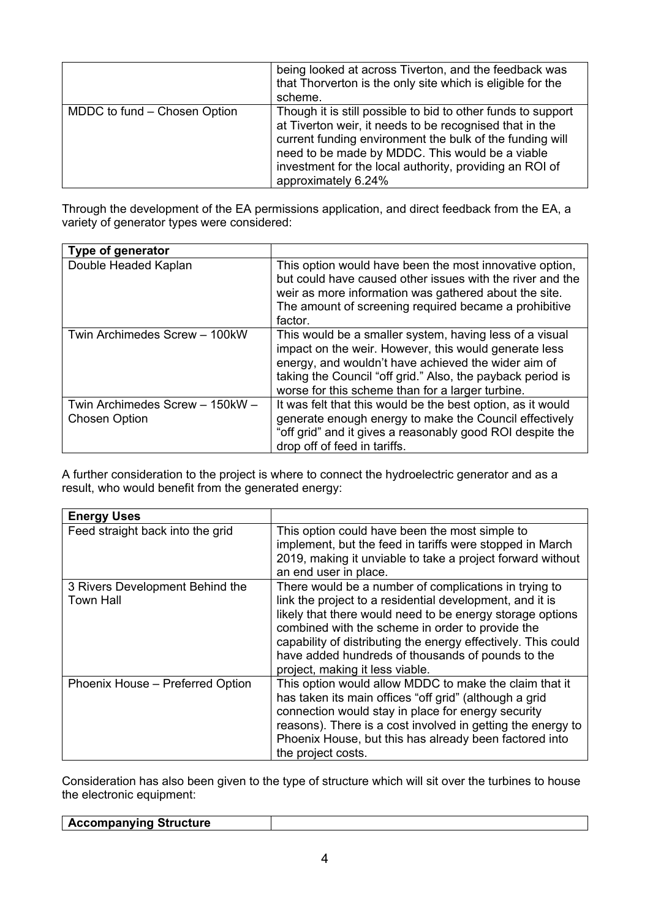| | |
|---|---|
| | being looked at across Tiverton, and the feedback was that Thorverton is the only site which is eligible for the scheme. |
| MDDC to fund – Chosen Option | Though it is still possible to bid to other funds to support at Tiverton weir, it needs to be recognised that in the current funding environment the bulk of the funding will need to be made by MDDC. This would be a viable investment for the local authority, providing an ROI of approximately 6.24% |

Through the development of the EA permissions application, and direct feedback from the EA, a variety of generator types were considered:

| Type of generator | |
|---|---|
| Double Headed Kaplan | This option would have been the most innovative option, but could have caused other issues with the river and the weir as more information was gathered about the site. The amount of screening required became a prohibitive factor. |
| Twin Archimedes Screw – 100kW | This would be a smaller system, having less of a visual impact on the weir. However, this would generate less energy, and wouldn't have achieved the wider aim of taking the Council "off grid." Also, the payback period is worse for this scheme than for a larger turbine. |
| Twin Archimedes Screw – 150kW – Chosen Option | It was felt that this would be the best option, as it would generate enough energy to make the Council effectively "off grid" and it gives a reasonably good ROI despite the drop off of feed in tariffs. |

A further consideration to the project is where to connect the hydroelectric generator and as a result, who would benefit from the generated energy:

| Energy Uses | |
|---|---|
| Feed straight back into the grid | This option could have been the most simple to implement, but the feed in tariffs were stopped in March 2019, making it unviable to take a project forward without an end user in place. |
| 3 Rivers Development Behind the Town Hall | There would be a number of complications in trying to link the project to a residential development, and it is likely that there would need to be energy storage options combined with the scheme in order to provide the capability of distributing the energy effectively. This could have added hundreds of thousands of pounds to the project, making it less viable. |
| Phoenix House – Preferred Option | This option would allow MDDC to make the claim that it has taken its main offices "off grid" (although a grid connection would stay in place for energy security reasons). There is a cost involved in getting the energy to Phoenix House, but this has already been factored into the project costs. |

Consideration has also been given to the type of structure which will sit over the turbines to house the electronic equipment:

| Accompanying Structure | |
|---|---|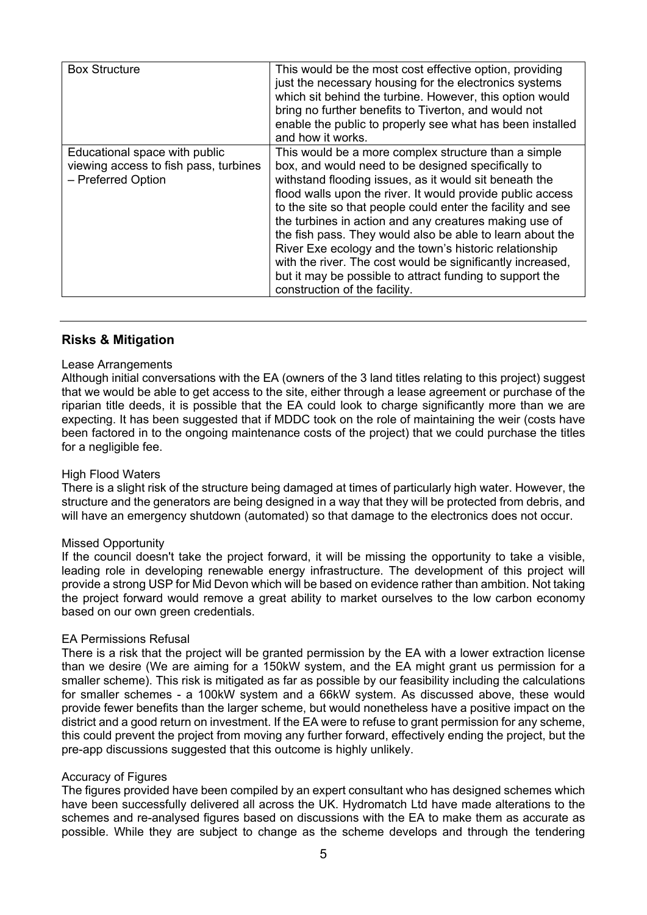| Box Structure | This would be the most cost effective option, providing just the necessary housing for the electronics systems which sit behind the turbine. However, this option would bring no further benefits to Tiverton, and would not enable the public to properly see what has been installed and how it works. |
|---|---|
| Educational space with public viewing access to fish pass, turbines – Preferred Option | This would be a more complex structure than a simple box, and would need to be designed specifically to withstand flooding issues, as it would sit beneath the flood walls upon the river. It would provide public access to the site so that people could enter the facility and see the turbines in action and any creatures making use of the fish pass. They would also be able to learn about the River Exe ecology and the town's historic relationship with the river. The cost would be significantly increased, but it may be possible to attract funding to support the construction of the facility. |

---

## Risks & Mitigation

Lease Arrangements

Although initial conversations with the EA (owners of the 3 land titles relating to this project) suggest that we would be able to get access to the site, either through a lease agreement or purchase of the riparian title deeds, it is possible that the EA could look to charge significantly more than we are expecting. It has been suggested that if MDDC took on the role of maintaining the weir (costs have been factored in to the ongoing maintenance costs of the project) that we could purchase the titles for a negligible fee.

High Flood Waters

There is a slight risk of the structure being damaged at times of particularly high water. However, the structure and the generators are being designed in a way that they will be protected from debris, and will have an emergency shutdown (automated) so that damage to the electronics does not occur.

Missed Opportunity

If the council doesn't take the project forward, it will be missing the opportunity to take a visible, leading role in developing renewable energy infrastructure. The development of this project will provide a strong USP for Mid Devon which will be based on evidence rather than ambition. Not taking the project forward would remove a great ability to market ourselves to the low carbon economy based on our own green credentials.

EA Permissions Refusal

There is a risk that the project will be granted permission by the EA with a lower extraction license than we desire (We are aiming for a 150kW system, and the EA might grant us permission for a smaller scheme). This risk is mitigated as far as possible by our feasibility including the calculations for smaller schemes - a 100kW system and a 66kW system. As discussed above, these would provide fewer benefits than the larger scheme, but would nonetheless have a positive impact on the district and a good return on investment. If the EA were to refuse to grant permission for any scheme, this could prevent the project from moving any further forward, effectively ending the project, but the pre-app discussions suggested that this outcome is highly unlikely.

Accuracy of Figures

The figures provided have been compiled by an expert consultant who has designed schemes which have been successfully delivered all across the UK. Hydromatch Ltd have made alterations to the schemes and re-analysed figures based on discussions with the EA to make them as accurate as possible. While they are subject to change as the scheme develops and through the tendering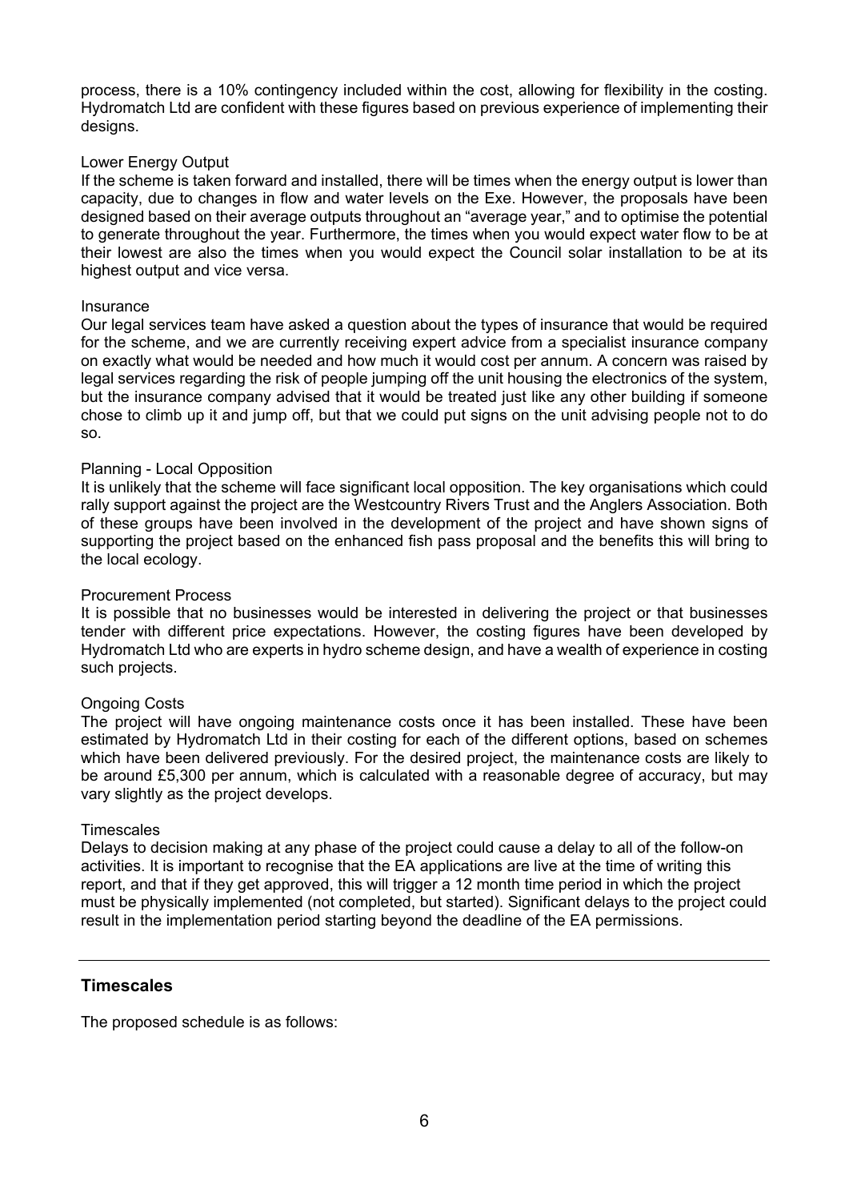process, there is a 10% contingency included within the cost, allowing for flexibility in the costing. Hydromatch Ltd are confident with these figures based on previous experience of implementing their designs.

Lower Energy Output

If the scheme is taken forward and installed, there will be times when the energy output is lower than capacity, due to changes in flow and water levels on the Exe. However, the proposals have been designed based on their average outputs throughout an "average year," and to optimise the potential to generate throughout the year. Furthermore, the times when you would expect water flow to be at their lowest are also the times when you would expect the Council solar installation to be at its highest output and vice versa.

Insurance

Our legal services team have asked a question about the types of insurance that would be required for the scheme, and we are currently receiving expert advice from a specialist insurance company on exactly what would be needed and how much it would cost per annum. A concern was raised by legal services regarding the risk of people jumping off the unit housing the electronics of the system, but the insurance company advised that it would be treated just like any other building if someone chose to climb up it and jump off, but that we could put signs on the unit advising people not to do so.

Planning - Local Opposition

It is unlikely that the scheme will face significant local opposition. The key organisations which could rally support against the project are the Westcountry Rivers Trust and the Anglers Association. Both of these groups have been involved in the development of the project and have shown signs of supporting the project based on the enhanced fish pass proposal and the benefits this will bring to the local ecology.

Procurement Process

It is possible that no businesses would be interested in delivering the project or that businesses tender with different price expectations. However, the costing figures have been developed by Hydromatch Ltd who are experts in hydro scheme design, and have a wealth of experience in costing such projects.

Ongoing Costs

The project will have ongoing maintenance costs once it has been installed. These have been estimated by Hydromatch Ltd in their costing for each of the different options, based on schemes which have been delivered previously. For the desired project, the maintenance costs are likely to be around £5,300 per annum, which is calculated with a reasonable degree of accuracy, but may vary slightly as the project develops.

Timescales

Delays to decision making at any phase of the project could cause a delay to all of the follow-on activities. It is important to recognise that the EA applications are live at the time of writing this report, and that if they get approved, this will trigger a 12 month time period in which the project must be physically implemented (not completed, but started). Significant delays to the project could result in the implementation period starting beyond the deadline of the EA permissions.

---

## Timescales

The proposed schedule is as follows: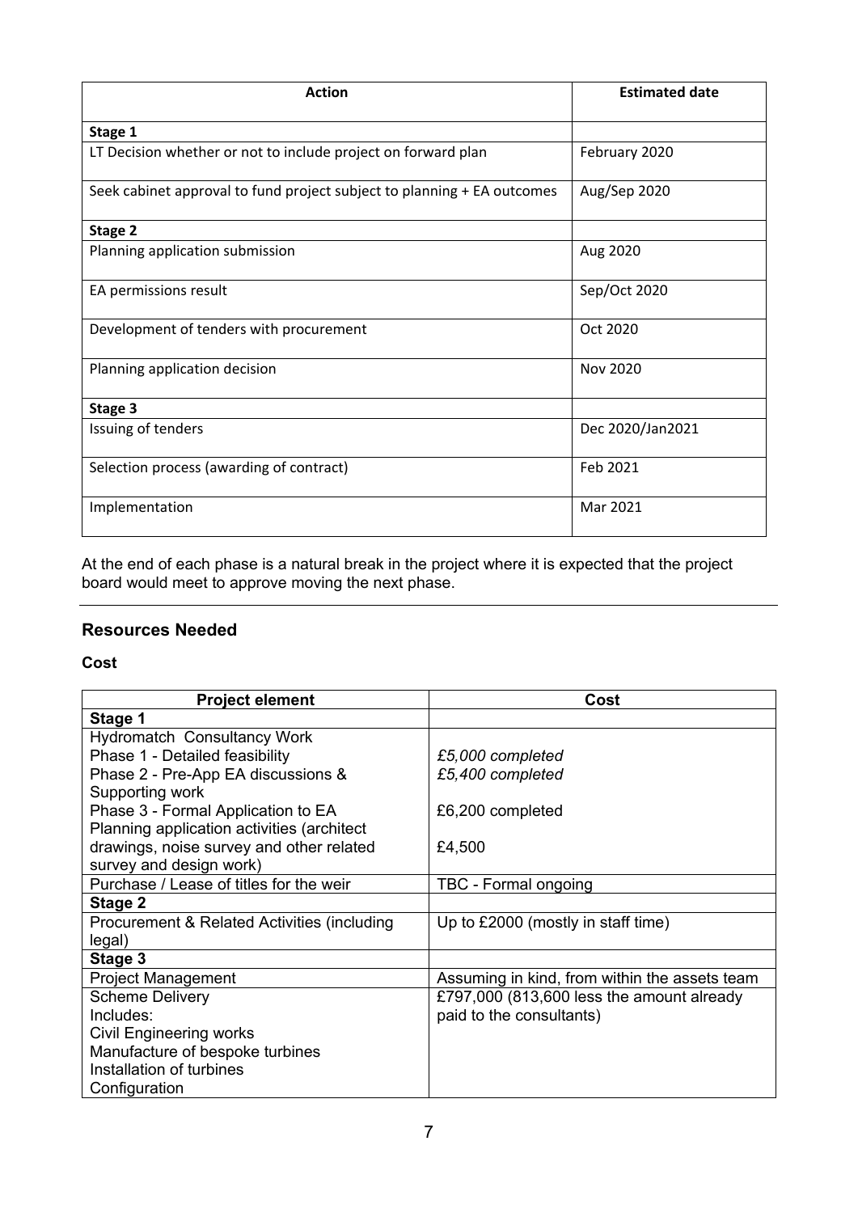| Action | Estimated date |
|---|---|
| **Stage 1** | |
| LT Decision whether or not to include project on forward plan | February 2020 |
| Seek cabinet approval to fund project subject to planning + EA outcomes | Aug/Sep 2020 |
| **Stage 2** | |
| Planning application submission | Aug 2020 |
| EA permissions result | Sep/Oct 2020 |
| Development of tenders with procurement | Oct 2020 |
| Planning application decision | Nov 2020 |
| **Stage 3** | |
| Issuing of tenders | Dec 2020/Jan2021 |
| Selection process (awarding of contract) | Feb 2021 |
| Implementation | Mar 2021 |

At the end of each phase is a natural break in the project where it is expected that the project board would meet to approve moving the next phase.

---

## Resources Needed

### Cost

| Project element | Cost |
|---|---|
| **Stage 1** | |
| Hydromatch Consultancy Work<br>Phase 1 - Detailed feasibility<br>Phase 2 - Pre-App EA discussions & Supporting work<br>Phase 3 - Formal Application to EA<br>Planning application activities (architect drawings, noise survey and other related survey and design work) | <br>*£5,000 completed*<br>*£5,400 completed*<br><br>£6,200 completed<br><br>£4,500 |
| Purchase / Lease of titles for the weir | TBC - Formal ongoing |
| **Stage 2** | |
| Procurement & Related Activities (including legal) | Up to £2000 (mostly in staff time) |
| **Stage 3** | |
| Project Management | Assuming in kind, from within the assets team |
| Scheme Delivery<br>Includes:<br>Civil Engineering works<br>Manufacture of bespoke turbines<br>Installation of turbines<br>Configuration | £797,000 (813,600 less the amount already paid to the consultants) |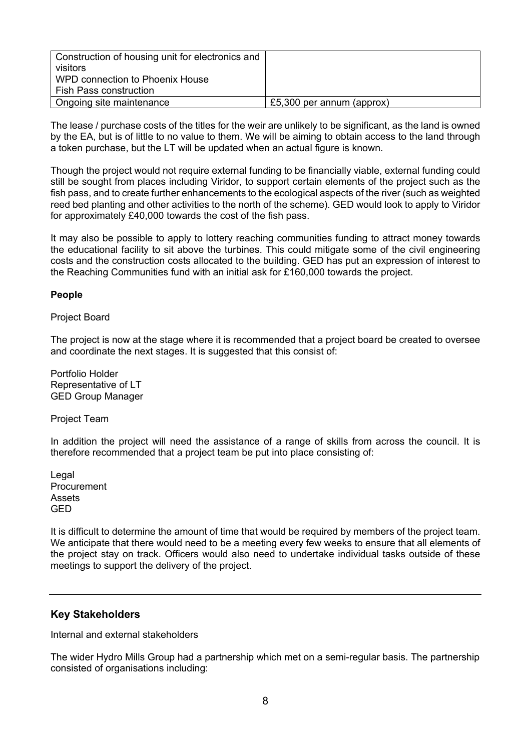| Construction of housing unit for electronics and visitors<br>WPD connection to Phoenix House<br>Fish Pass construction | |
|---|---|
| Ongoing site maintenance | £5,300 per annum (approx) |

The lease / purchase costs of the titles for the weir are unlikely to be significant, as the land is owned by the EA, but is of little to no value to them. We will be aiming to obtain access to the land through a token purchase, but the LT will be updated when an actual figure is known.

Though the project would not require external funding to be financially viable, external funding could still be sought from places including Viridor, to support certain elements of the project such as the fish pass, and to create further enhancements to the ecological aspects of the river (such as weighted reed bed planting and other activities to the north of the scheme). GED would look to apply to Viridor for approximately £40,000 towards the cost of the fish pass.

It may also be possible to apply to lottery reaching communities funding to attract money towards the educational facility to sit above the turbines. This could mitigate some of the civil engineering costs and the construction costs allocated to the building. GED has put an expression of interest to the Reaching Communities fund with an initial ask for £160,000 towards the project.

**People**

Project Board

The project is now at the stage where it is recommended that a project board be created to oversee and coordinate the next stages. It is suggested that this consist of:

Portfolio Holder
Representative of LT
GED Group Manager

Project Team

In addition the project will need the assistance of a range of skills from across the council. It is therefore recommended that a project team be put into place consisting of:

Legal
Procurement
Assets
GED

It is difficult to determine the amount of time that would be required by members of the project team. We anticipate that there would need to be a meeting every few weeks to ensure that all elements of the project stay on track. Officers would also need to undertake individual tasks outside of these meetings to support the delivery of the project.

---

## Key Stakeholders

Internal and external stakeholders

The wider Hydro Mills Group had a partnership which met on a semi-regular basis. The partnership consisted of organisations including: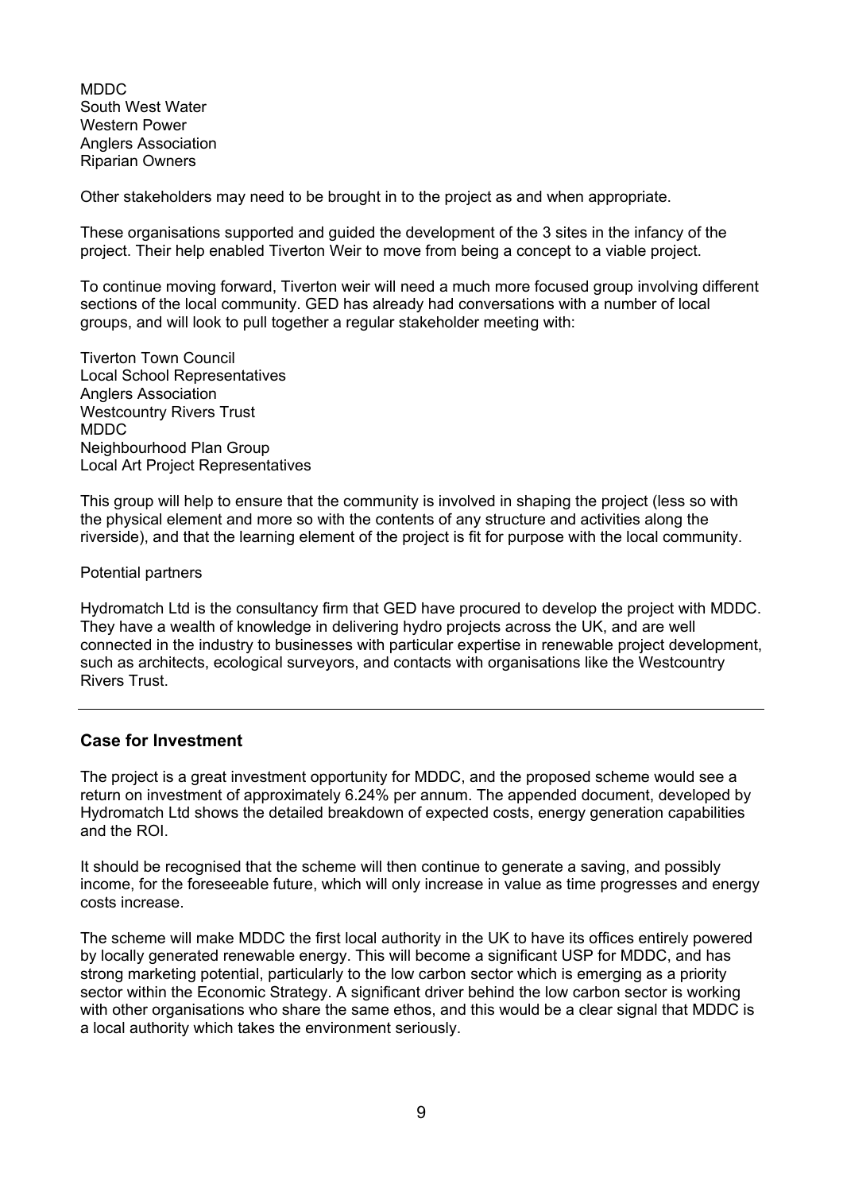MDDC
South West Water
Western Power
Anglers Association
Riparian Owners

Other stakeholders may need to be brought in to the project as and when appropriate.

These organisations supported and guided the development of the 3 sites in the infancy of the project. Their help enabled Tiverton Weir to move from being a concept to a viable project.

To continue moving forward, Tiverton weir will need a much more focused group involving different sections of the local community. GED has already had conversations with a number of local groups, and will look to pull together a regular stakeholder meeting with:

Tiverton Town Council
Local School Representatives
Anglers Association
Westcountry Rivers Trust
MDDC
Neighbourhood Plan Group
Local Art Project Representatives

This group will help to ensure that the community is involved in shaping the project (less so with the physical element and more so with the contents of any structure and activities along the riverside), and that the learning element of the project is fit for purpose with the local community.

Potential partners

Hydromatch Ltd is the consultancy firm that GED have procured to develop the project with MDDC. They have a wealth of knowledge in delivering hydro projects across the UK, and are well connected in the industry to businesses with particular expertise in renewable project development, such as architects, ecological surveyors, and contacts with organisations like the Westcountry Rivers Trust.

---

## Case for Investment

The project is a great investment opportunity for MDDC, and the proposed scheme would see a return on investment of approximately 6.24% per annum. The appended document, developed by Hydromatch Ltd shows the detailed breakdown of expected costs, energy generation capabilities and the ROI.

It should be recognised that the scheme will then continue to generate a saving, and possibly income, for the foreseeable future, which will only increase in value as time progresses and energy costs increase.

The scheme will make MDDC the first local authority in the UK to have its offices entirely powered by locally generated renewable energy. This will become a significant USP for MDDC, and has strong marketing potential, particularly to the low carbon sector which is emerging as a priority sector within the Economic Strategy. A significant driver behind the low carbon sector is working with other organisations who share the same ethos, and this would be a clear signal that MDDC is a local authority which takes the environment seriously.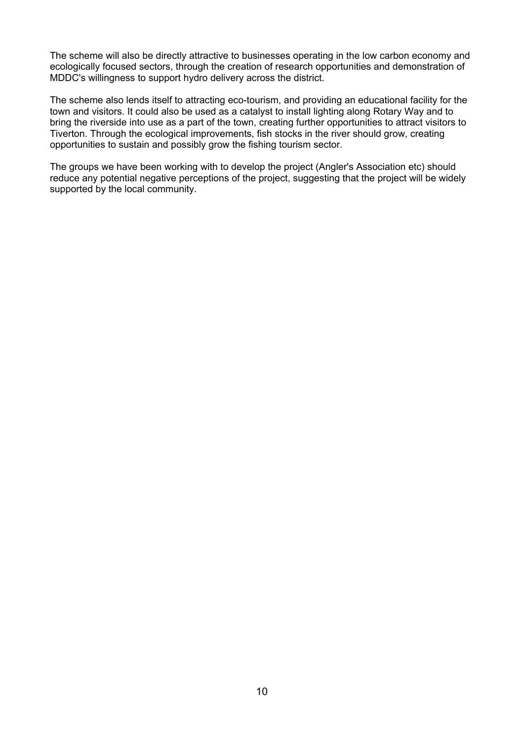The scheme will also be directly attractive to businesses operating in the low carbon economy and ecologically focused sectors, through the creation of research opportunities and demonstration of MDDC's willingness to support hydro delivery across the district.

The scheme also lends itself to attracting eco-tourism, and providing an educational facility for the town and visitors. It could also be used as a catalyst to install lighting along Rotary Way and to bring the riverside into use as a part of the town, creating further opportunities to attract visitors to Tiverton. Through the ecological improvements, fish stocks in the river should grow, creating opportunities to sustain and possibly grow the fishing tourism sector.

The groups we have been working with to develop the project (Angler's Association etc) should reduce any potential negative perceptions of the project, suggesting that the project will be widely supported by the local community.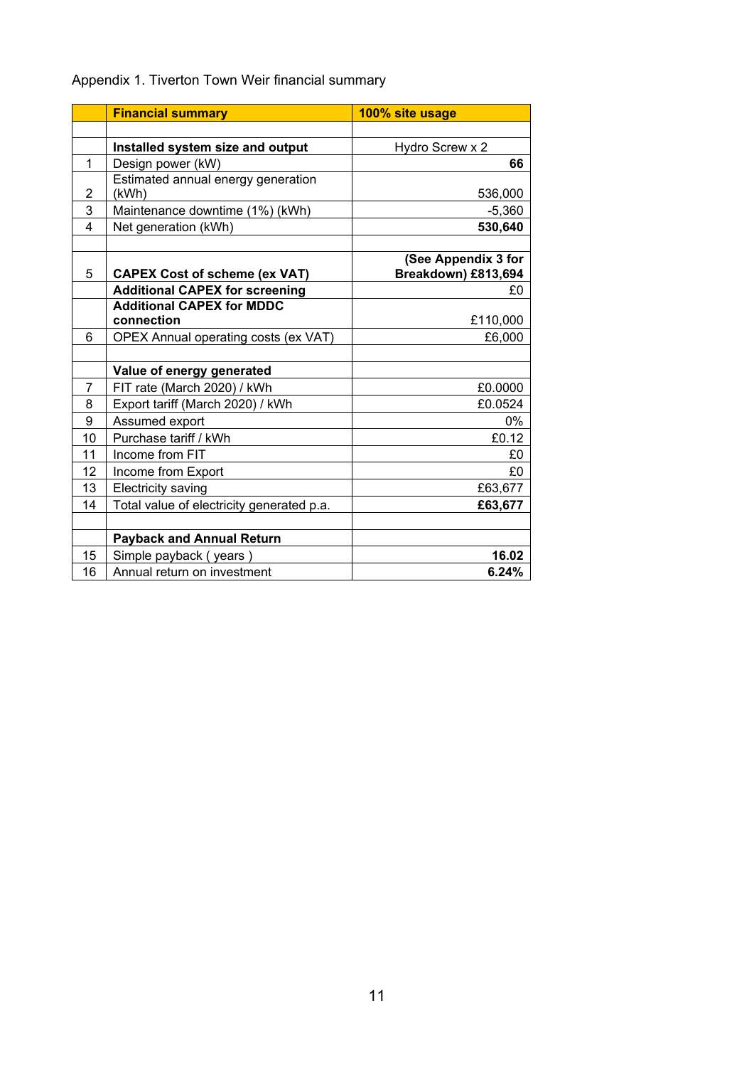Appendix 1. Tiverton Town Weir financial summary

| | **Financial summary** | **100% site usage** |
|---|---|---|
| | | |
| | **Installed system size and output** | Hydro Screw x 2 |
| 1 | Design power (kW) | **66** |
| 2 | Estimated annual energy generation (kWh) | 536,000 |
| 3 | Maintenance downtime (1%) (kWh) | -5,360 |
| 4 | Net generation (kWh) | **530,640** |
| | | |
| 5 | **CAPEX Cost of scheme (ex VAT)** | **(See Appendix 3 for Breakdown) £813,694** |
| | **Additional CAPEX for screening** | £0 |
| | **Additional CAPEX for MDDC connection** | £110,000 |
| 6 | OPEX Annual operating costs (ex VAT) | £6,000 |
| | | |
| | **Value of energy generated** | |
| 7 | FIT rate (March 2020) / kWh | £0.0000 |
| 8 | Export tariff (March 2020) / kWh | £0.0524 |
| 9 | Assumed export | 0% |
| 10 | Purchase tariff / kWh | £0.12 |
| 11 | Income from FIT | £0 |
| 12 | Income from Export | £0 |
| 13 | Electricity saving | £63,677 |
| 14 | Total value of electricity generated p.a. | **£63,677** |
| | | |
| | **Payback and Annual Return** | |
| 15 | Simple payback ( years ) | **16.02** |
| 16 | Annual return on investment | **6.24%** |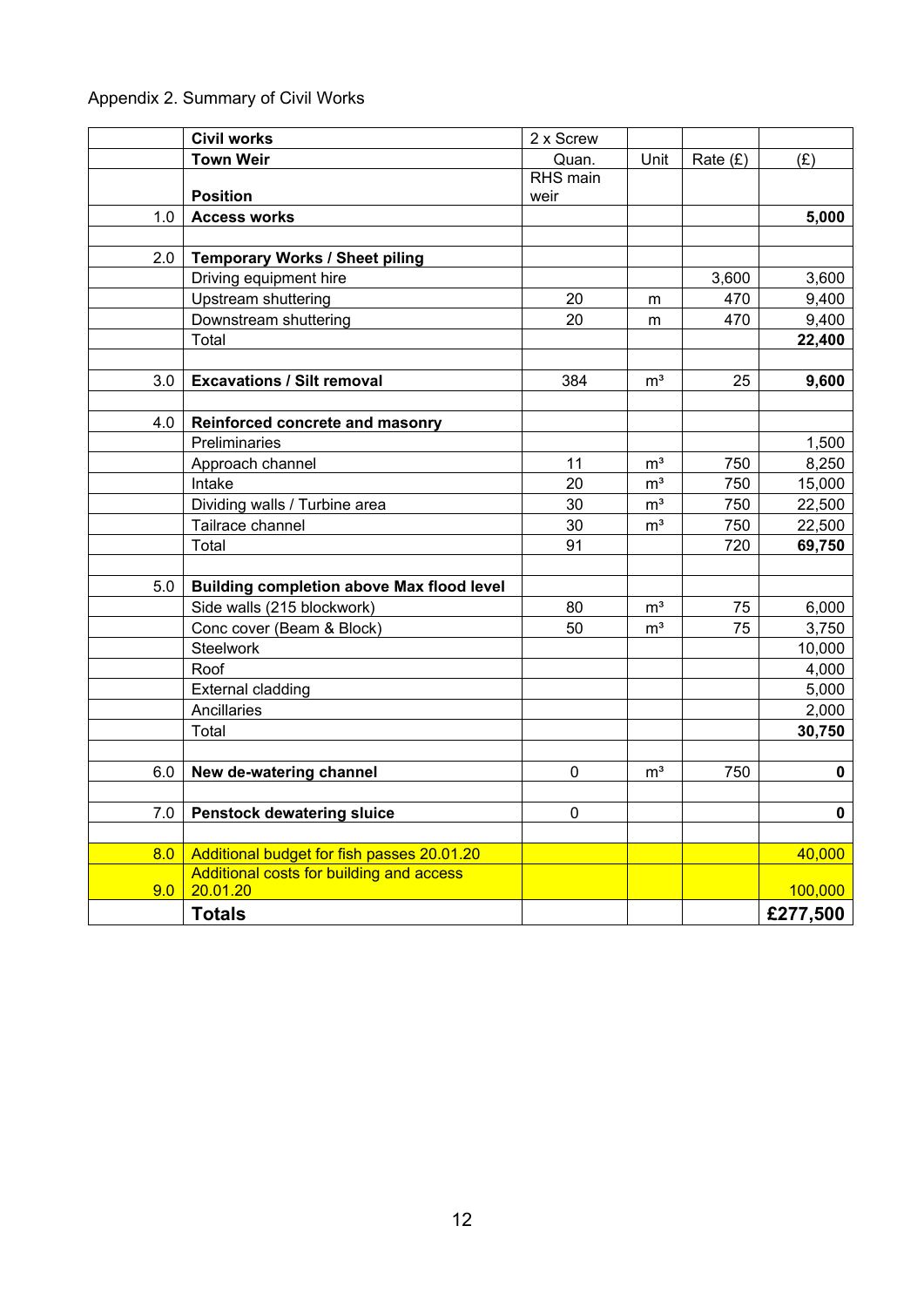Appendix 2. Summary of Civil Works

| | **Civil works** | 2 x Screw | | | |
|---|---|---|---|---|---|
| | **Town Weir** | Quan. | Unit | Rate (£) | (£) |
| | **Position** | RHS main weir | | | |
| 1.0 | **Access works** | | | | **5,000** |
| | | | | | |
| 2.0 | **Temporary Works / Sheet piling** | | | | |
| | Driving equipment hire | | | 3,600 | 3,600 |
| | Upstream shuttering | 20 | m | 470 | 9,400 |
| | Downstream shuttering | 20 | m | 470 | 9,400 |
| | Total | | | | **22,400** |
| | | | | | |
| 3.0 | **Excavations / Silt removal** | 384 | m³ | 25 | **9,600** |
| | | | | | |
| 4.0 | **Reinforced concrete and masonry** | | | | |
| | Preliminaries | | | | 1,500 |
| | Approach channel | 11 | m³ | 750 | 8,250 |
| | Intake | 20 | m³ | 750 | 15,000 |
| | Dividing walls / Turbine area | 30 | m³ | 750 | 22,500 |
| | Tailrace channel | 30 | m³ | 750 | 22,500 |
| | Total | 91 | | 720 | **69,750** |
| | | | | | |
| 5.0 | **Building completion above Max flood level** | | | | |
| | Side walls (215 blockwork) | 80 | m³ | 75 | 6,000 |
| | Conc cover (Beam & Block) | 50 | m³ | 75 | 3,750 |
| | Steelwork | | | | 10,000 |
| | Roof | | | | 4,000 |
| | External cladding | | | | 5,000 |
| | Ancillaries | | | | 2,000 |
| | Total | | | | **30,750** |
| | | | | | |
| 6.0 | **New de-watering channel** | 0 | m³ | 750 | **0** |
| | | | | | |
| 7.0 | **Penstock dewatering sluice** | 0 | | | **0** |
| | | | | | |
| 8.0 | Additional budget for fish passes 20.01.20 | | | | 40,000 |
| 9.0 | Additional costs for building and access 20.01.20 | | | | 100,000 |
| | **Totals** | | | | **£277,500** |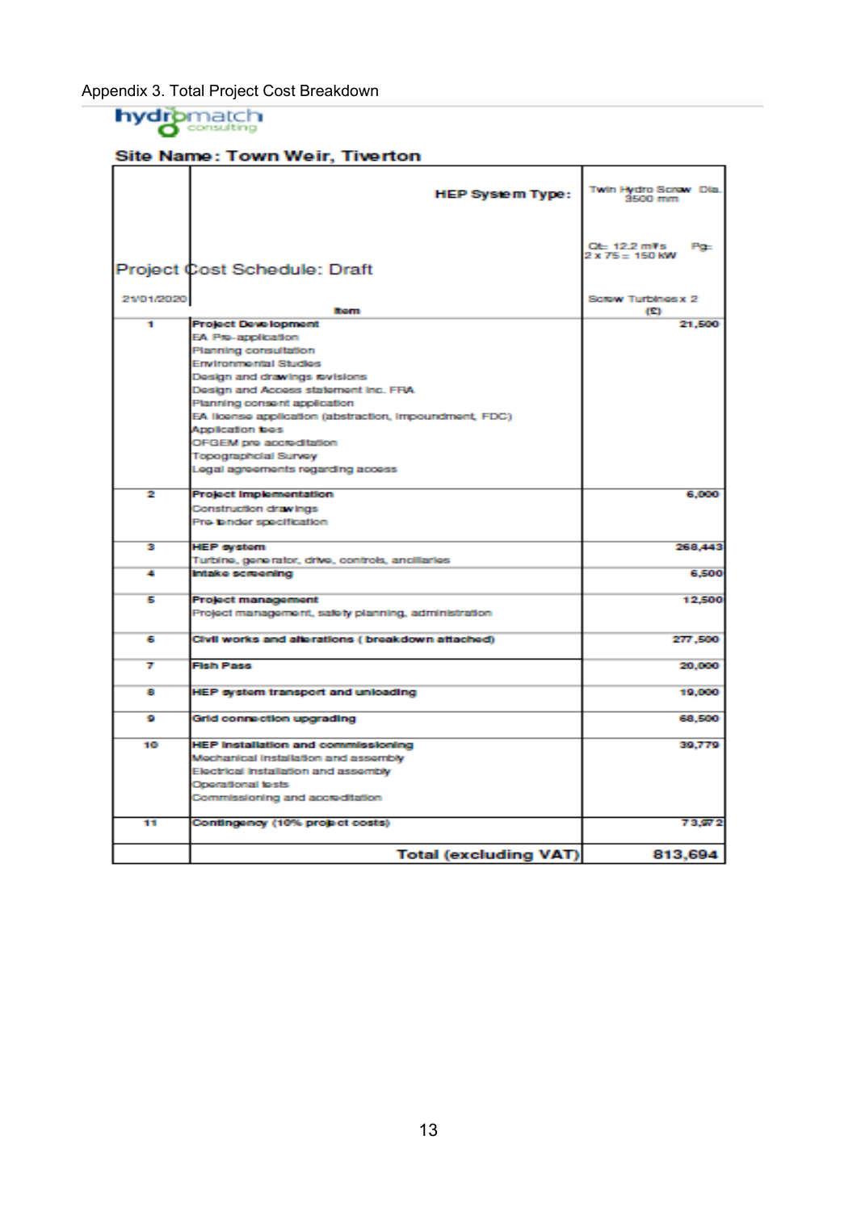Appendix 3. Total Project Cost Breakdown

hydromatch consulting

**Site Name: Town Weir, Tiverton**

| | **HEP System Type:** | Twin Hydro Screw Dia. 3500 mm |
|---|---|---|
| Project Cost Schedule: Draft | | Qt: 12.2 m³/s Pg: 2 x 75 = 150 kW |
| 21/01/2020 | **Item** | Screw Turbines x 2 (£) |
| 1 | **Project Development**<br>EA Pre-application<br>Planning consultation<br>Environmental Studies<br>Design and drawings revisions<br>Design and Access statement inc. FRA<br>Planning consent application<br>EA license application (abstraction, impoundment, FDC)<br>Application fees<br>OFGEM pre accreditation<br>Topographical Survey<br>Legal agreements regarding access | 21,500 |
| 2 | **Project Implementation**<br>Construction drawings<br>Pre tender specification | 6,000 |
| 3 | **HEP system**<br>Turbine, generator, drive, controls, ancillaries | 268,443 |
| 4 | **Intake screening** | 6,500 |
| 5 | **Project management**<br>Project management, safety planning, administration | 12,500 |
| 6 | **Civil works and alterations ( breakdown attached)** | 277,500 |
| 7 | **Fish Pass** | 20,000 |
| 8 | **HEP system transport and unloading** | 19,000 |
| 9 | **Grid connection upgrading** | 68,500 |
| 10 | **HEP installation and commissioning**<br>Mechanical installation and assembly<br>Electrical installation and assembly<br>Operational tests<br>Commissioning and accreditation | 39,779 |
| 11 | **Contingency (10% project costs)** | 73,972 |
| | **Total (excluding VAT)** | **813,694** |